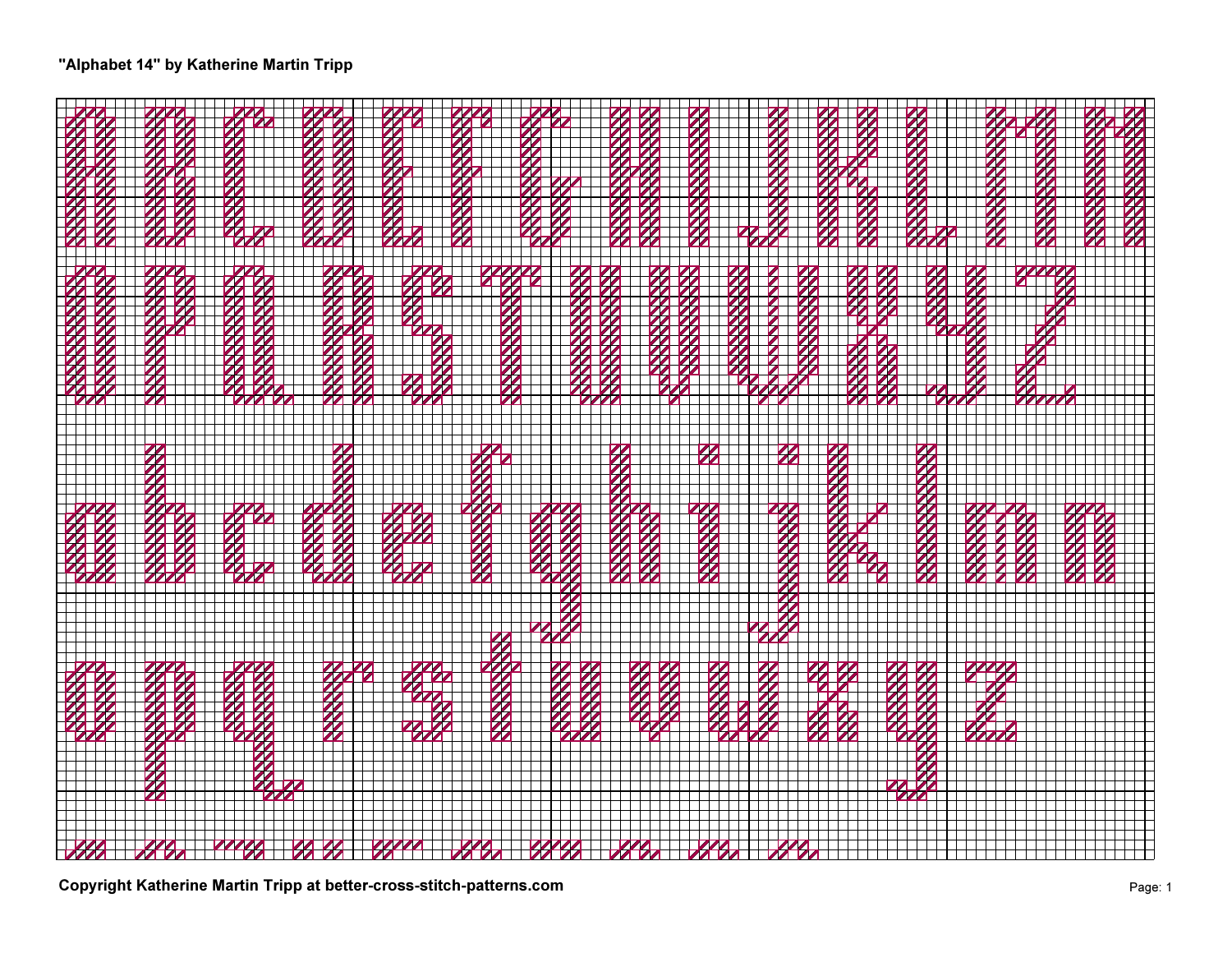"Alphabet 14" by Katherine Martin Tripp

Copyright Katherine Martin Tripp at better-cross-stitch-patterns.com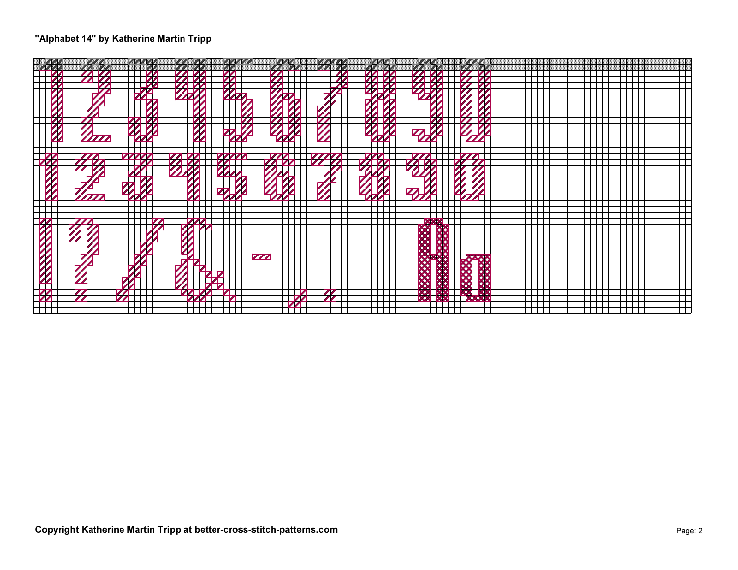"Alphabet 14" by Katherine Martin Tripp

Copyright Katherine Martin Tripp at better-cross-stitch-patterns.com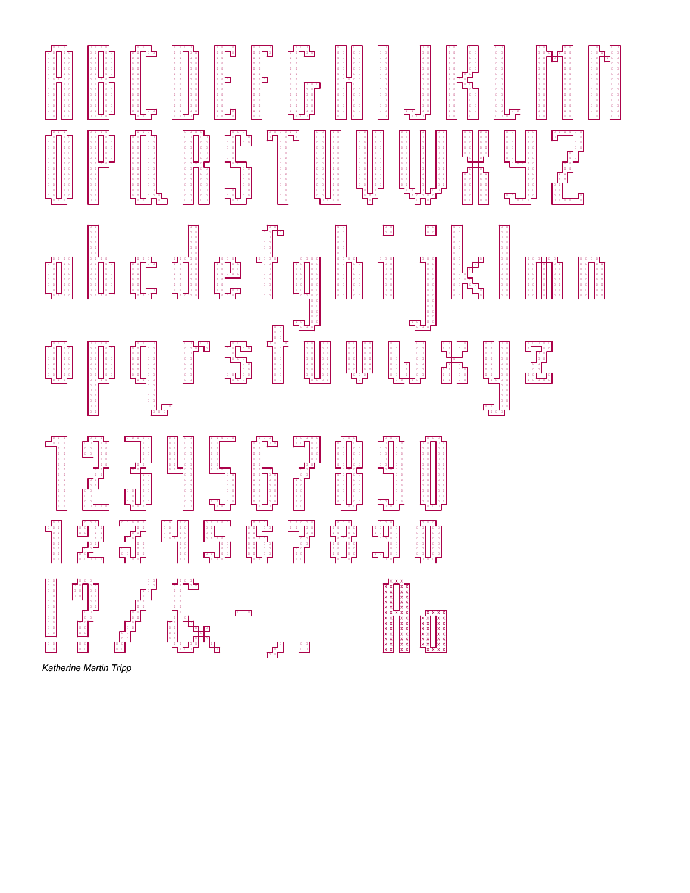*Katherine Martin Tripp*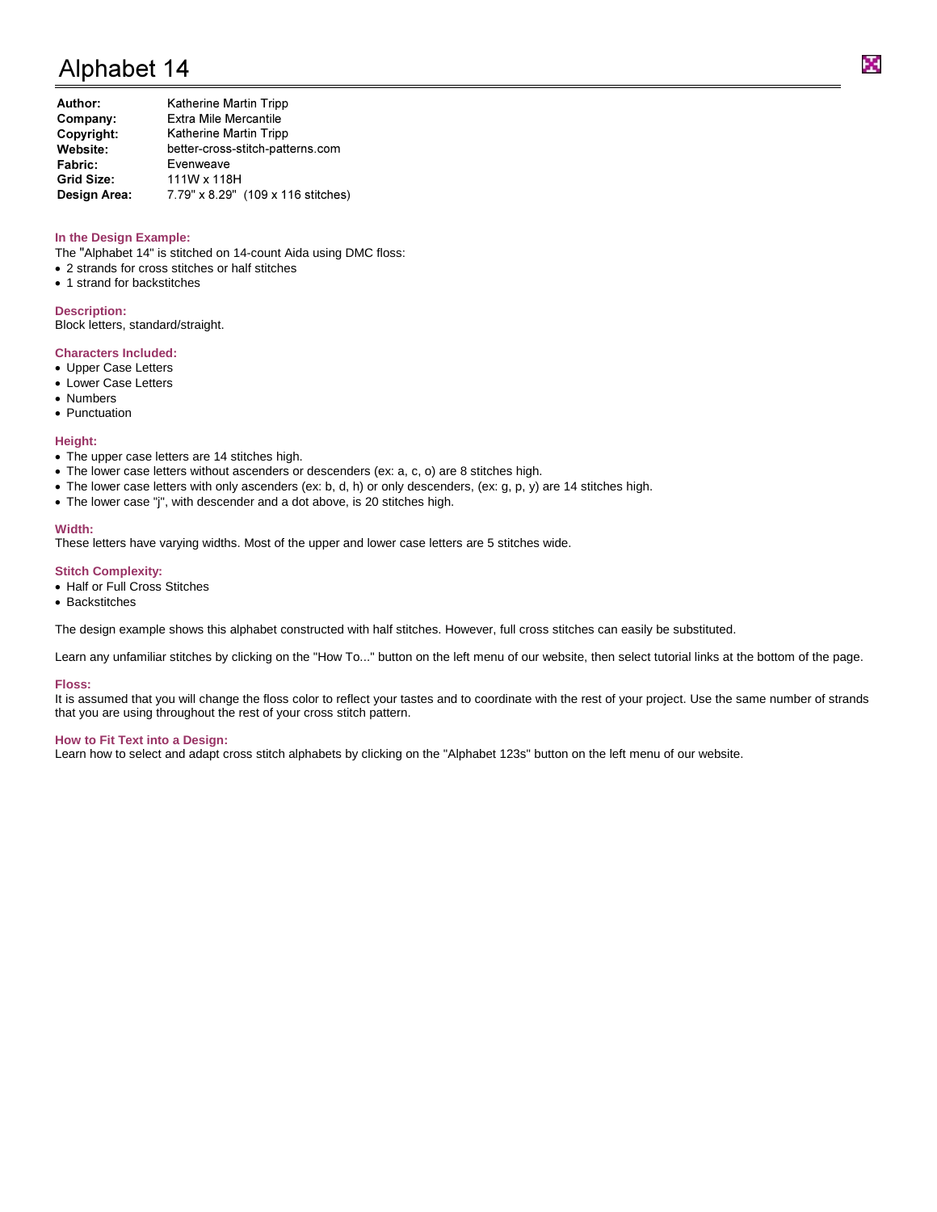# Alphabet 14

| | |
|---|---|
| **Author:** | Katherine Martin Tripp |
| **Company:** | Extra Mile Mercantile |
| **Copyright:** | Katherine Martin Tripp |
| **Website:** | better-cross-stitch-patterns.com |
| **Fabric:** | Evenweave |
| **Grid Size:** | 111W x 118H |
| **Design Area:** | 7.79" x 8.29" (109 x 116 stitches) |

### In the Design Example:

The "Alphabet 14" is stitched on 14-count Aida using DMC floss:

- 2 strands for cross stitches or half stitches
- 1 strand for backstitches

### Description:

Block letters, standard/straight.

### Characters Included:

- Upper Case Letters
- Lower Case Letters
- Numbers
- Punctuation

### Height:

- The upper case letters are 14 stitches high.
- The lower case letters without ascenders or descenders (ex: a, c, o) are 8 stitches high.
- The lower case letters with only ascenders (ex: b, d, h) or only descenders, (ex: g, p, y) are 14 stitches high.
- The lower case "j", with descender and a dot above, is 20 stitches high.

### Width:

These letters have varying widths. Most of the upper and lower case letters are 5 stitches wide.

### Stitch Complexity:

- Half or Full Cross Stitches
- Backstitches

The design example shows this alphabet constructed with half stitches. However, full cross stitches can easily be substituted.

Learn any unfamiliar stitches by clicking on the "How To..." button on the left menu of our website, then select tutorial links at the bottom of the page.

### Floss:

It is assumed that you will change the floss color to reflect your tastes and to coordinate with the rest of your project. Use the same number of strands that you are using throughout the rest of your cross stitch pattern.

### How to Fit Text into a Design:

Learn how to select and adapt cross stitch alphabets by clicking on the "Alphabet 123s" button on the left menu of our website.